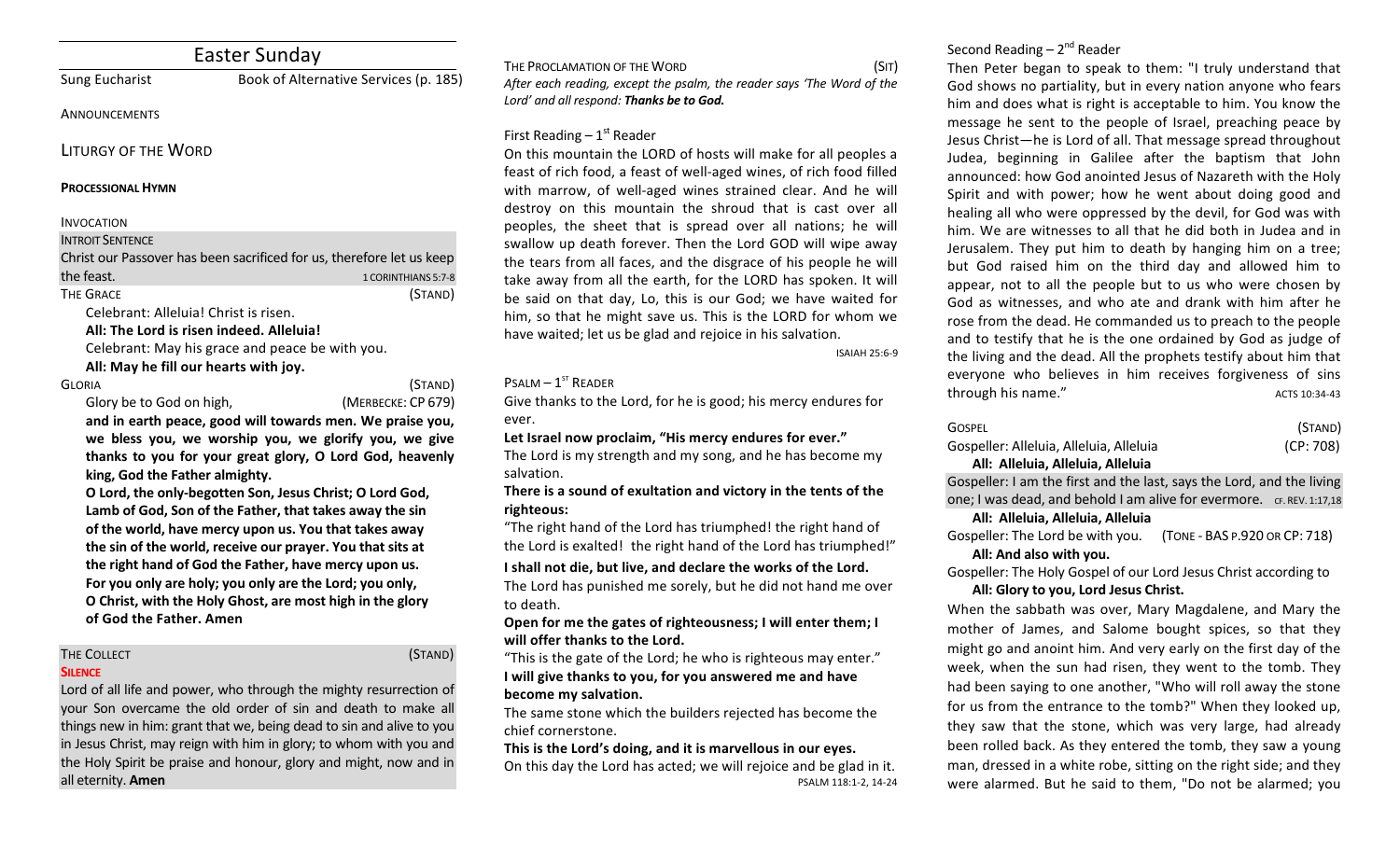# Easter Sunday

Sung Eucharist — Book of Alternative Services (p. 185)

ANNOUNCEMENTS

## LITURGY OF THE WORD

**PROCESSIONAL HYMN**

INVOCATION

INTROIT SENTENCE

Christ our Passover has been sacrificed for us, therefore let us keep the feast. — 1 CORINTHIANS 5:7-8

THE GRACE (STAND)

Celebrant: Alleluia! Christ is risen.

**All: The Lord is risen indeed. Alleluia!**

Celebrant: May his grace and peace be with you.

**All: May he fill our hearts with joy.**

GLORIA (STAND)

Glory be to God on high, (MERBECKE: CP 679)

**and in earth peace, good will towards men. We praise you, we bless you, we worship you, we glorify you, we give thanks to you for your great glory, O Lord God, heavenly king, God the Father almighty.**

**O Lord, the only-begotten Son, Jesus Christ; O Lord God, Lamb of God, Son of the Father, that takes away the sin of the world, have mercy upon us. You that takes away the sin of the world, receive our prayer. You that sits at the right hand of God the Father, have mercy upon us. For you only are holy; you only are the Lord; you only, O Christ, with the Holy Ghost, are most high in the glory of God the Father. Amen**

THE COLLECT (STAND)

**SILENCE**

Lord of all life and power, who through the mighty resurrection of your Son overcame the old order of sin and death to make all things new in him: grant that we, being dead to sin and alive to you in Jesus Christ, may reign with him in glory; to whom with you and the Holy Spirit be praise and honour, glory and might, now and in all eternity. **Amen**

THE PROCLAMATION OF THE WORD (SIT)

*After each reading, except the psalm, the reader says 'The Word of the Lord' and all respond: **Thanks be to God.***

First Reading – 1st Reader

On this mountain the LORD of hosts will make for all peoples a feast of rich food, a feast of well-aged wines, of rich food filled with marrow, of well-aged wines strained clear. And he will destroy on this mountain the shroud that is cast over all peoples, the sheet that is spread over all nations; he will swallow up death forever. Then the Lord GOD will wipe away the tears from all faces, and the disgrace of his people he will take away from all the earth, for the LORD has spoken. It will be said on that day, Lo, this is our God; we have waited for him, so that he might save us. This is the LORD for whom we have waited; let us be glad and rejoice in his salvation.

ISAIAH 25:6-9

PSALM – 1ST READER

Give thanks to the Lord, for he is good; his mercy endures for ever.

**Let Israel now proclaim, "His mercy endures for ever."**

The Lord is my strength and my song, and he has become my salvation.

**There is a sound of exultation and victory in the tents of the righteous:**

"The right hand of the Lord has triumphed! the right hand of the Lord is exalted! the right hand of the Lord has triumphed!"

**I shall not die, but live, and declare the works of the Lord.**

The Lord has punished me sorely, but he did not hand me over to death.

**Open for me the gates of righteousness; I will enter them; I will offer thanks to the Lord.**

"This is the gate of the Lord; he who is righteous may enter."

**I will give thanks to you, for you answered me and have become my salvation.**

The same stone which the builders rejected has become the chief cornerstone.

**This is the Lord's doing, and it is marvellous in our eyes.**

On this day the Lord has acted; we will rejoice and be glad in it.

PSALM 118:1-2, 14-24

Second Reading – 2nd Reader

Then Peter began to speak to them: "I truly understand that God shows no partiality, but in every nation anyone who fears him and does what is right is acceptable to him. You know the message he sent to the people of Israel, preaching peace by Jesus Christ—he is Lord of all. That message spread throughout Judea, beginning in Galilee after the baptism that John announced: how God anointed Jesus of Nazareth with the Holy Spirit and with power; how he went about doing good and healing all who were oppressed by the devil, for God was with him. We are witnesses to all that he did both in Judea and in Jerusalem. They put him to death by hanging him on a tree; but God raised him on the third day and allowed him to appear, not to all the people but to us who were chosen by God as witnesses, and who ate and drank with him after he rose from the dead. He commanded us to preach to the people and to testify that he is the one ordained by God as judge of the living and the dead. All the prophets testify about him that everyone who believes in him receives forgiveness of sins through his name."

ACTS 10:34-43

GOSPEL (STAND)

Gospeller: Alleluia, Alleluia, Alleluia (CP: 708)

**All: Alleluia, Alleluia, Alleluia**

Gospeller: I am the first and the last, says the Lord, and the living one; I was dead, and behold I am alive for evermore. CF. REV. 1:17,18

**All: Alleluia, Alleluia, Alleluia**

Gospeller: The Lord be with you. (TONE - BAS P.920 OR CP: 718)

**All: And also with you.**

Gospeller: The Holy Gospel of our Lord Jesus Christ according to

**All: Glory to you, Lord Jesus Christ.**

When the sabbath was over, Mary Magdalene, and Mary the mother of James, and Salome bought spices, so that they might go and anoint him. And very early on the first day of the week, when the sun had risen, they went to the tomb. They had been saying to one another, "Who will roll away the stone for us from the entrance to the tomb?" When they looked up, they saw that the stone, which was very large, had already been rolled back. As they entered the tomb, they saw a young man, dressed in a white robe, sitting on the right side; and they were alarmed. But he said to them, "Do not be alarmed; you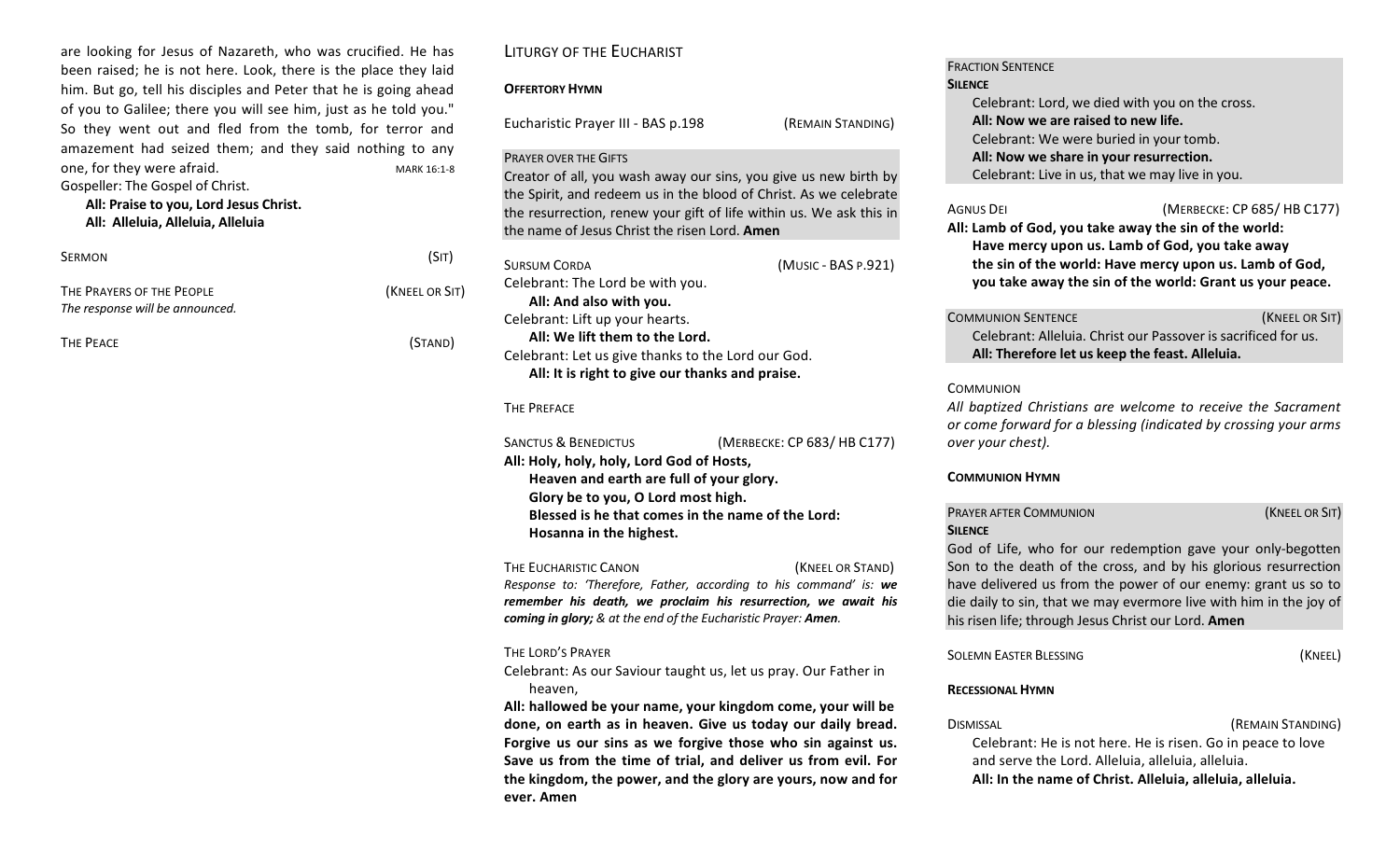are looking for Jesus of Nazareth, who was crucified. He has been raised; he is not here. Look, there is the place they laid him. But go, tell his disciples and Peter that he is going ahead of you to Galilee; there you will see him, just as he told you." So they went out and fled from the tomb, for terror and amazement had seized them; and they said nothing to any one, for they were afraid. MARK 16:1-8

Gospeller: The Gospel of Christ.

**All: Praise to you, Lord Jesus Christ.**
**All: Alleluia, Alleluia, Alleluia**

SERMON (SIT)

THE PRAYERS OF THE PEOPLE (KNEEL OR SIT)
*The response will be announced.*

THE PEACE (STAND)

## LITURGY OF THE EUCHARIST

**OFFERTORY HYMN**

Eucharistic Prayer III - BAS p.198 (REMAIN STANDING)

PRAYER OVER THE GIFTS
Creator of all, you wash away our sins, you give us new birth by the Spirit, and redeem us in the blood of Christ. As we celebrate the resurrection, renew your gift of life within us. We ask this in the name of Jesus Christ the risen Lord. **Amen**

SURSUM CORDA (MUSIC - BAS P.921)
Celebrant: The Lord be with you.
**All: And also with you.**
Celebrant: Lift up your hearts.
**All: We lift them to the Lord.**
Celebrant: Let us give thanks to the Lord our God.
**All: It is right to give our thanks and praise.**

THE PREFACE

SANCTUS & BENEDICTUS (MERBECKE: CP 683/ HB C177)
**All: Holy, holy, holy, Lord God of Hosts,**
**Heaven and earth are full of your glory.**
**Glory be to you, O Lord most high.**
**Blessed is he that comes in the name of the Lord:**
**Hosanna in the highest.**

THE EUCHARISTIC CANON (KNEEL OR STAND)
*Response to: 'Therefore, Father, according to his command' is:* ***we remember his death, we proclaim his resurrection, we await his coming in glory;*** *& at the end of the Eucharistic Prayer:* ***Amen****.*

THE LORD'S PRAYER
Celebrant: As our Saviour taught us, let us pray. Our Father in heaven,
**All: hallowed be your name, your kingdom come, your will be done, on earth as in heaven. Give us today our daily bread. Forgive us our sins as we forgive those who sin against us. Save us from the time of trial, and deliver us from evil. For the kingdom, the power, and the glory are yours, now and for ever. Amen**

FRACTION SENTENCE
**SILENCE**
Celebrant: Lord, we died with you on the cross.
**All: Now we are raised to new life.**
Celebrant: We were buried in your tomb.
**All: Now we share in your resurrection.**
Celebrant: Live in us, that we may live in you.

AGNUS DEI (MERBECKE: CP 685/ HB C177)
**All: Lamb of God, you take away the sin of the world:**
**Have mercy upon us. Lamb of God, you take away the sin of the world: Have mercy upon us. Lamb of God, you take away the sin of the world: Grant us your peace.**

COMMUNION SENTENCE (KNEEL OR SIT)
Celebrant: Alleluia. Christ our Passover is sacrificed for us.
**All: Therefore let us keep the feast. Alleluia.**

COMMUNION
*All baptized Christians are welcome to receive the Sacrament or come forward for a blessing (indicated by crossing your arms over your chest).*

**COMMUNION HYMN**

PRAYER AFTER COMMUNION (KNEEL OR SIT)
**SILENCE**
God of Life, who for our redemption gave your only-begotten Son to the death of the cross, and by his glorious resurrection have delivered us from the power of our enemy: grant us so to die daily to sin, that we may evermore live with him in the joy of his risen life; through Jesus Christ our Lord. **Amen**

SOLEMN EASTER BLESSING (KNEEL)

**RECESSIONAL HYMN**

DISMISSAL (REMAIN STANDING)
Celebrant: He is not here. He is risen. Go in peace to love and serve the Lord. Alleluia, alleluia, alleluia.
**All: In the name of Christ. Alleluia, alleluia, alleluia.**